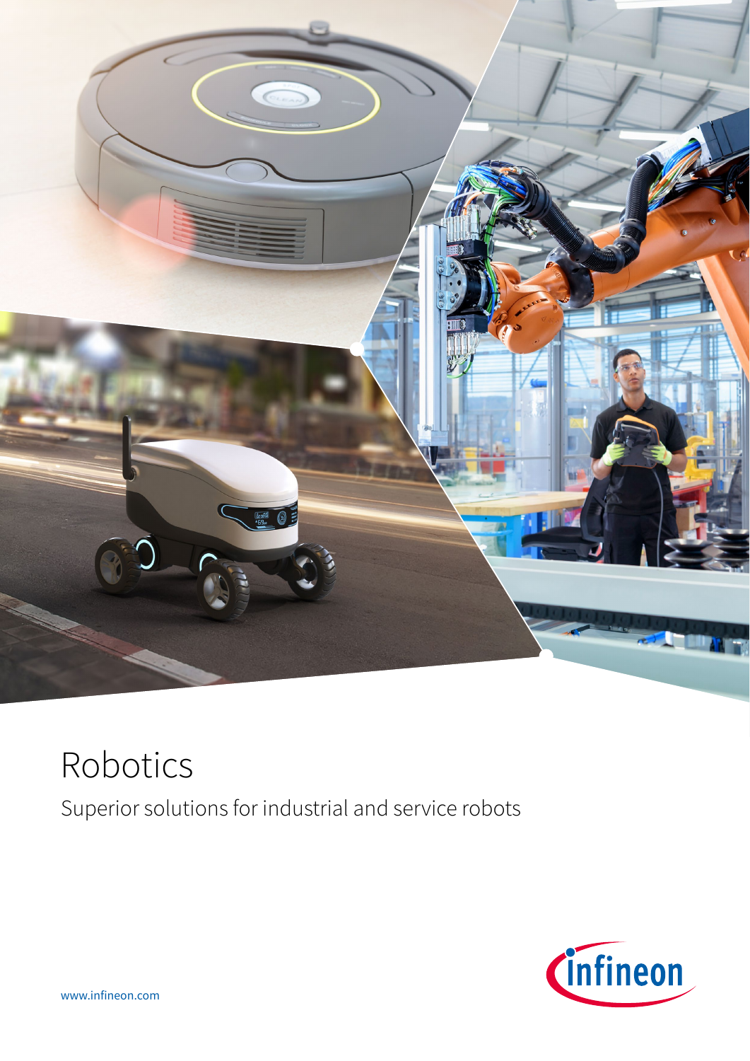# Robotics

Superior solutions for industrial and service robots

www.infineon.com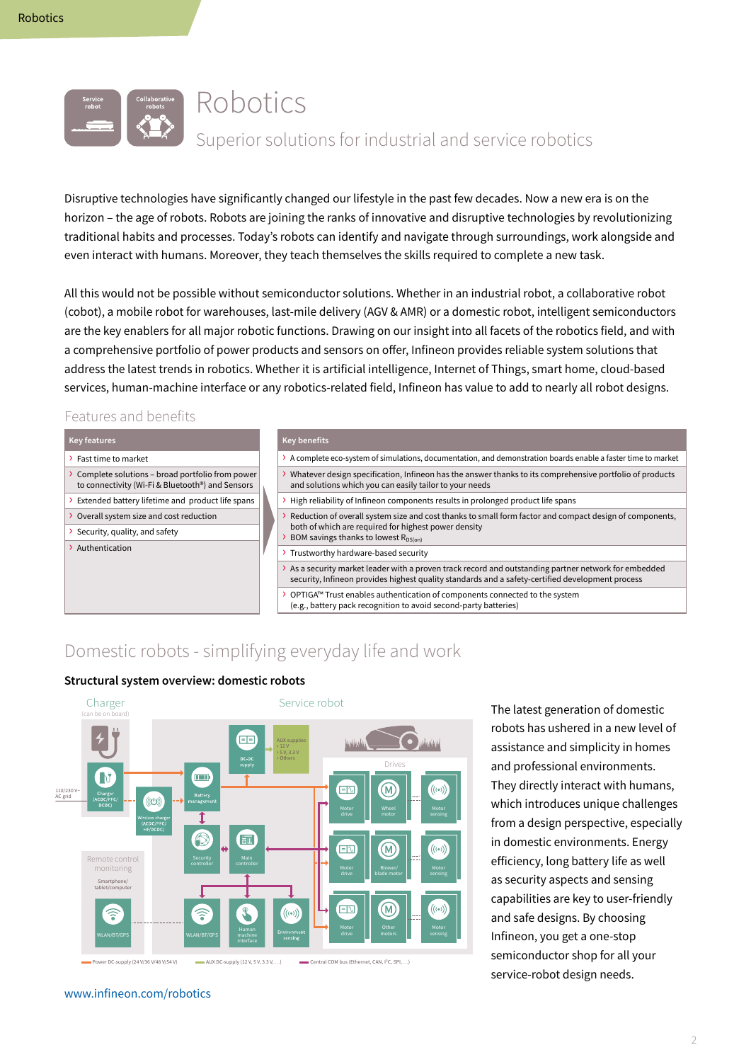# Robotics

## Superior solutions for industrial and service robotics

Disruptive technologies have significantly changed our lifestyle in the past few decades. Now a new era is on the horizon – the age of robots. Robots are joining the ranks of innovative and disruptive technologies by revolutionizing traditional habits and processes. Today's robots can identify and navigate through surroundings, work alongside and even interact with humans. Moreover, they teach themselves the skills required to complete a new task.

All this would not be possible without semiconductor solutions. Whether in an industrial robot, a collaborative robot (cobot), a mobile robot for warehouses, last-mile delivery (AGV & AMR) or a domestic robot, intelligent semiconductors are the key enablers for all major robotic functions. Drawing on our insight into all facets of the robotics field, and with a comprehensive portfolio of power products and sensors on offer, Infineon provides reliable system solutions that address the latest trends in robotics. Whether it is artificial intelligence, Internet of Things, smart home, cloud-based services, human-machine interface or any robotics-related field, Infineon has value to add to nearly all robot designs.

### Features and benefits

| Key features | Key benefits |
|---|---|
| Fast time to market | A complete eco-system of simulations, documentation, and demonstration boards enable a faster time to market |
| Complete solutions – broad portfolio from power to connectivity (Wi-Fi & Bluetooth®) and Sensors | Whatever design specification, Infineon has the answer thanks to its comprehensive portfolio of products and solutions which you can easily tailor to your needs |
| Extended battery lifetime and product life spans | High reliability of Infineon components results in prolonged product life spans |
| Overall system size and cost reduction | Reduction of overall system size and cost thanks to small form factor and compact design of components, both of which are required for highest power density<br>BOM savings thanks to lowest $R_{DS(on)}$ |
| Security, quality, and safety | Trustworthy hardware-based security<br>As a security market leader with a proven track record and outstanding partner network for embedded security, Infineon provides highest quality standards and a safety-certified development process |
| Authentication | OPTIGA™ Trust enables authentication of components connected to the system (e.g., battery pack recognition to avoid second-party batteries) |

## Domestic robots - simplifying everyday life and work

**Structural system overview: domestic robots**

The latest generation of domestic robots has ushered in a new level of assistance and simplicity in homes and professional environments. They directly interact with humans, which introduces unique challenges from a design perspective, especially in domestic environments. Energy efficiency, long battery life as well as security aspects and sensing capabilities are key to user-friendly and safe designs. By choosing Infineon, you get a one-stop semiconductor shop for all your service-robot design needs.

www.infineon.com/robotics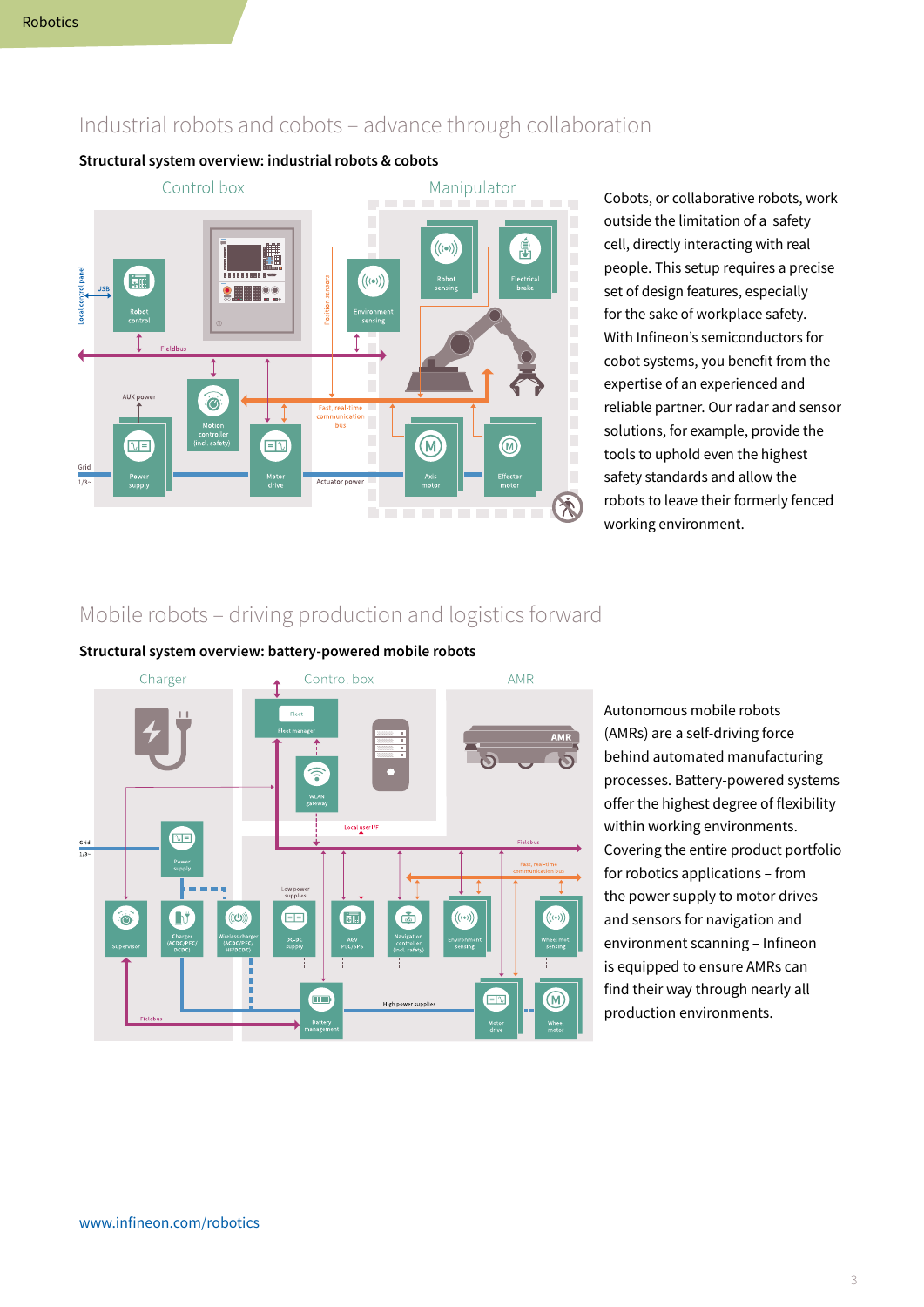## Industrial robots and cobots – advance through collaboration

**Structural system overview: industrial robots & cobots**

Cobots, or collaborative robots, work outside the limitation of a safety cell, directly interacting with real people. This setup requires a precise set of design features, especially for the sake of workplace safety. With Infineon's semiconductors for cobot systems, you benefit from the expertise of an experienced and reliable partner. Our radar and sensor solutions, for example, provide the tools to uphold even the highest safety standards and allow the robots to leave their formerly fenced working environment.

## Mobile robots – driving production and logistics forward

**Structural system overview: battery-powered mobile robots**

Autonomous mobile robots (AMRs) are a self-driving force behind automated manufacturing processes. Battery-powered systems offer the highest degree of flexibility within working environments. Covering the entire product portfolio for robotics applications – from the power supply to motor drives and sensors for navigation and environment scanning – Infineon is equipped to ensure AMRs can find their way through nearly all production environments.

www.infineon.com/robotics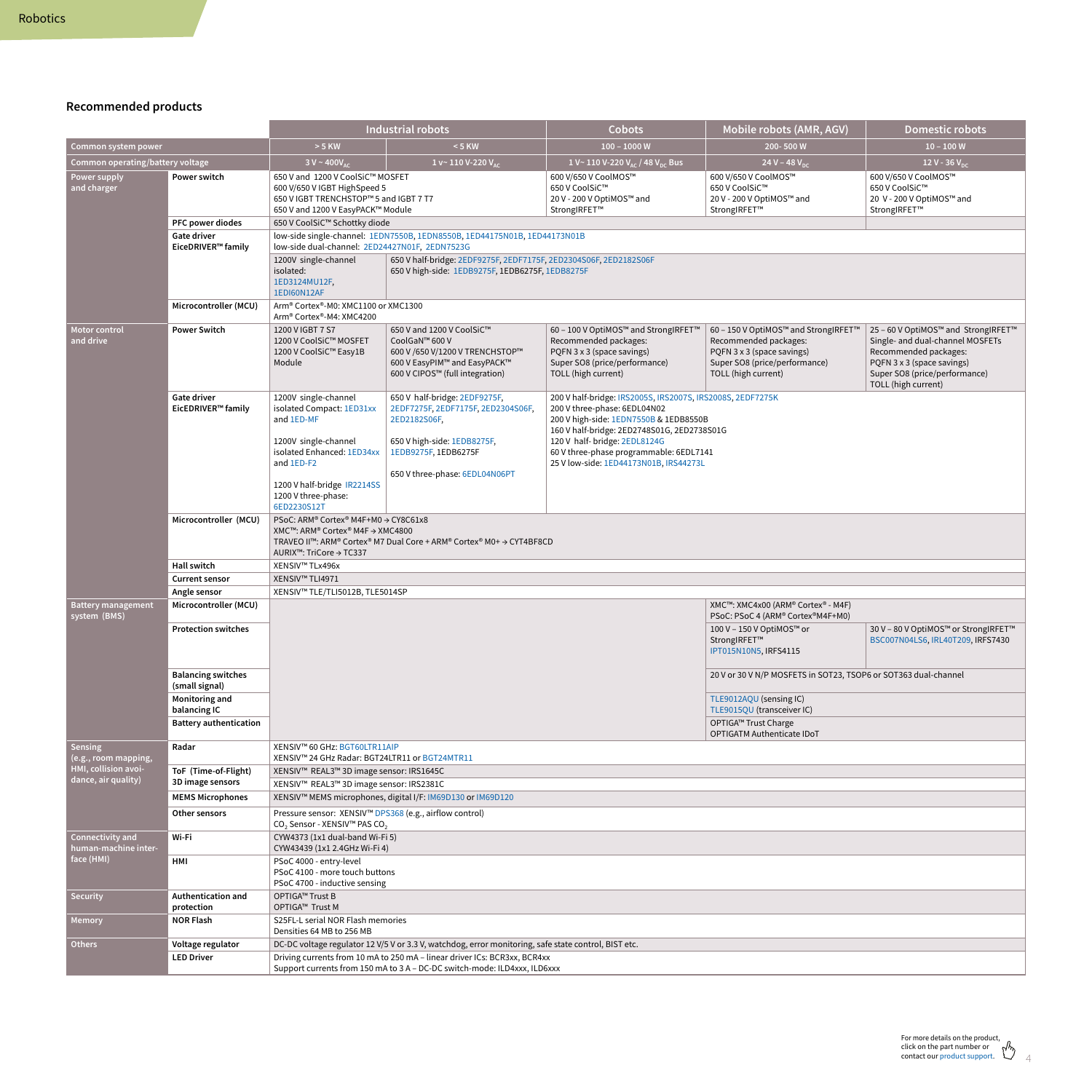## Recommended products

| | | Industrial robots | | Cobots | Mobile robots (AMR, AGV) | Domestic robots |
|---|---|---|---|---|---|---|
| Common system power | | > 5 KW | < 5 KW | 100 – 1000 W | 200- 500 W | 10 – 100 W |
| Common operating/battery voltage | | 3 V ~ 400$V_{AC}$ | 1 v~ 110 V-220 $V_{AC}$ | 1 V~ 110 V-220 $V_{AC}$ / 48 $V_{DC}$ Bus | 24 V – 48 $V_{DC}$ | 12 V - 36 $V_{DC}$ |
| Power supply and charger | Power switch | 650 V and 1200 V CoolSiC™ MOSFET<br>600 V/650 V IGBT HighSpeed 5<br>650 V IGBT TRENCHSTOP™ 5 and IGBT 7 T7<br>650 V and 1200 V EasyPACK™ Module | | 600 V/650 V CoolMOS™<br>650 V CoolSiC™<br>20 V - 200 V OptiMOS™ and StrongIRFET™ | 600 V/650 V CoolMOS™<br>650 V CoolSiC™<br>20 V - 200 V OptiMOS™ and StrongIRFET™ | 600 V/650 V CoolMOS™<br>650 V CoolSiC™<br>20 V - 200 V OptiMOS™ and StrongIRFET™ |
| | PFC power diodes | 650 V CoolSiC™ Schottky diode | | | | |
| | Gate driver EiceDRIVER™ family | low-side single-channel: 1EDN7550B, 1EDN8550B, 1ED44175N01B, 1ED44173N01B<br>low-side dual-channel: 2ED24427N01F, 2EDN7523G | | | | |
| | | 1200V single-channel isolated: 1ED3124MU12F, 1EDI60N12AF | 650 V half-bridge: 2EDF9275F, 2EDF7175F, 2ED2304S06F, 2ED2182S06F<br>650 V high-side: 1EDB9275F, 1EDB6275F, 1EDB8275F | | | |
| | Microcontroller (MCU) | Arm® Cortex®-M0: XMC1100 or XMC1300<br>Arm® Cortex®-M4: XMC4200 | | | | |
| Motor control and drive | Power Switch | 1200 V IGBT 7 S7<br>1200 V CoolSiC™ MOSFET<br>1200 V CoolSiC™ Easy1B Module | 650 V and 1200 V CoolSiC™<br>CoolGaN™ 600 V<br>600 V /650 V/1200 V TRENCHSTOP™<br>600 V EasyPIM™ and EasyPACK™<br>600 V CIPOS™ (full integration) | 60 – 100 V OptiMOS™ and StrongIRFET™<br>Recommended packages:<br>PQFN 3 x 3 (space savings)<br>Super SO8 (price/performance)<br>TOLL (high current) | 60 – 150 V OptiMOS™ and StrongIRFET™<br>Recommended packages:<br>PQFN 3 x 3 (space savings)<br>Super SO8 (price/performance)<br>TOLL (high current) | 25 – 60 V OptiMOS™ and StrongIRFET™<br>Single- and dual-channel MOSFETs<br>Recommended packages:<br>PQFN 3 x 3 (space savings)<br>Super SO8 (price/performance)<br>TOLL (high current) |
| | Gate driver EiceDRIVER™ family | 1200V single-channel isolated Compact: 1ED31xx and 1ED-MF<br><br>1200V single-channel isolated Enhanced: 1ED34xx and 1ED-F2<br><br>1200 V half-bridge IR2214SS<br>1200 V three-phase: 6ED2230S12T | 650 V half-bridge: 2EDF9275F, 2EDF7275F, 2EDF7175F, 2ED2304S06F, 2ED2182S06F,<br><br>650 V high-side: 1EDB8275F, 1EDB9275F, 1EDB6275F<br><br>650 V three-phase: 6EDL04N06PT | 200 V half-bridge: IRS2005S, IRS2007S, IRS2008S, 2EDF7275K<br>200 V three-phase: 6EDL04N02<br>200 V high-side: 1EDN7550B & 1EDB8550B<br>160 V half-bridge: 2ED2748S01G, 2ED2738S01G<br>120 V half- bridge: 2EDL8124G<br>60 V three-phase programmable: 6EDL7141<br>25 V low-side: 1ED44173N01B, IRS44273L | | |
| | Microcontroller (MCU) | PSoC: ARM® Cortex® M4F+M0 → CY8C61x8<br>XMC™: ARM® Cortex® M4F → XMC4800<br>TRAVEO II™: ARM® Cortex® M7 Dual Core + ARM® Cortex® M0+ → CYT4BF8CD<br>AURIX™: TriCore → TC337 | | | | |
| | Hall switch | XENSIV™ TLx496x | | | | |
| | Current sensor | XENSIV™ TLI4971 | | | | |
| | Angle sensor | XENSIV™ TLE/TLI5012B, TLE5014SP | | | | |
| Battery management system (BMS) | Microcontroller (MCU) | | | | XMC™: XMC4x00 (ARM® Cortex® - M4F)<br>PSoC: PSoC 4 (ARM® Cortex®M4F+M0) | |
| | Protection switches | | | | 100 V – 150 V OptiMOS™ or StrongIRFET™<br>IPT015N10N5, IRFS4115 | 30 V – 80 V OptiMOS™ or StrongIRFET™<br>BSC007N04LS6, IRL40T209, IRFS7430 |
| | Balancing switches (small signal) | | | | 20 V or 30 V N/P MOSFETS in SOT23, TSOP6 or SOT363 dual-channel | |
| | Monitoring and balancing IC | | | | TLE9012AQU (sensing IC)<br>TLE9015QU (transceiver IC) | |
| | Battery authentication | | | | OPTIGA™ Trust Charge<br>OPTIGATM Authenticate IDoT | |
| Sensing (e.g., room mapping, HMI, collision avoidance, air quality) | Radar | XENSIV™ 60 GHz: BGT60LTR11AIP<br>XENSIV™ 24 GHz Radar: BGT24LTR11 or BGT24MTR11 | | | | |
| | ToF (Time-of-Flight) 3D image sensors | XENSIV™ REAL3™ 3D image sensor: IRS1645C<br>XENSIV™ REAL3™ 3D image sensor: IRS2381C | | | | |
| | MEMS Microphones | XENSIV™ MEMS microphones, digital I/F: IM69D130 or IM69D120 | | | | |
| | Other sensors | Pressure sensor: XENSIV™ DPS368 (e.g., airflow control)<br>$CO_2$ Sensor - XENSIV™ PAS $CO_2$ | | | | |
| Connectivity and human-machine interface (HMI) | Wi-Fi | CYW4373 (1x1 dual-band Wi-Fi 5)<br>CYW43439 (1x1 2.4GHz Wi-Fi 4) | | | | |
| | HMI | PSoC 4000 - entry-level<br>PSoC 4100 - more touch buttons<br>PSoC 4700 - inductive sensing | | | | |
| Security | Authentication and protection | OPTIGA™ Trust B<br>OPTIGA™ Trust M | | | | |
| Memory | NOR Flash | S25FL-L serial NOR Flash memories<br>Densities 64 MB to 256 MB | | | | |
| Others | Voltage regulator | DC-DC voltage regulator 12 V/5 V or 3.3 V, watchdog, error monitoring, safe state control, BIST etc. | | | | |
| | LED Driver | Driving currents from 10 mA to 250 mA – linear driver ICs: BCR3xx, BCR4xx<br>Support currents from 150 mA to 3 A – DC-DC switch-mode: ILD4xxx, ILD6xxx | | | | |

For more details on the product, click on the part number or contact our product support.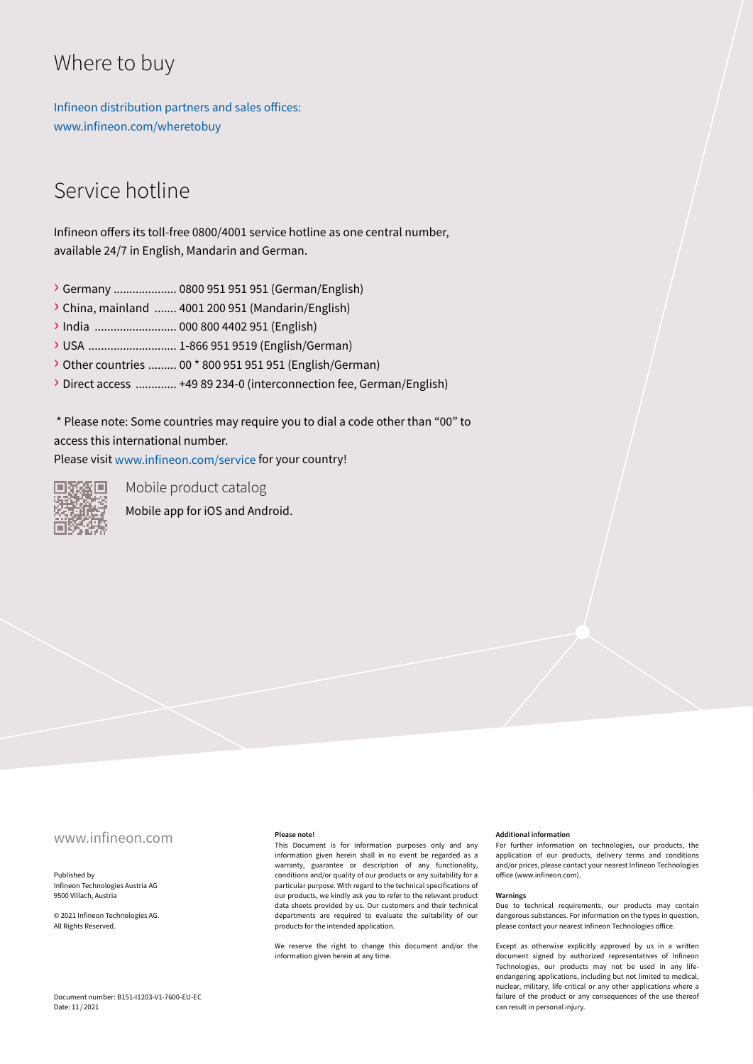## Where to buy

Infineon distribution partners and sales offices:
www.infineon.com/wheretobuy

## Service hotline

Infineon offers its toll-free 0800/4001 service hotline as one central number, available 24/7 in English, Mandarin and German.

- Germany .................... 0800 951 951 951 (German/English)
- China, mainland ....... 4001 200 951 (Mandarin/English)
- India .......................... 000 800 4402 951 (English)
- USA ............................ 1-866 951 9519 (English/German)
- Other countries ......... 00 * 800 951 951 951 (English/German)
- Direct access ............ +49 89 234-0 (interconnection fee, German/English)

\* Please note: Some countries may require you to dial a code other than "00" to access this international number.
Please visit www.infineon.com/service for your country!

Mobile product catalog

Mobile app for iOS and Android.

www.infineon.com

Published by
Infineon Technologies Austria AG
9500 Villach, Austria

© 2021 Infineon Technologies AG.
All Rights Reserved.

Document number: B151-I1203-V1-7600-EU-EC
Date: 11 / 2021

**Please note!**
This Document is for information purposes only and any information given herein shall in no event be regarded as a warranty, guarantee or description of any functionality, conditions and/or quality of our products or any suitability for a particular purpose. With regard to the technical specifications of our products, we kindly ask you to refer to the relevant product data sheets provided by us. Our customers and their technical departments are required to evaluate the suitability of our products for the intended application.

We reserve the right to change this document and/or the information given herein at any time.

**Additional information**
For further information on technologies, our products, the application of our products, delivery terms and conditions and/or prices, please contact your nearest Infineon Technologies office (www.infineon.com).

**Warnings**
Due to technical requirements, our products may contain dangerous substances. For information on the types in question, please contact your nearest Infineon Technologies office.

Except as otherwise explicitly approved by us in a written document signed by authorized representatives of Infineon Technologies, our products may not be used in any life-endangering applications, including but not limited to medical, nuclear, military, life-critical or any other applications where a failure of the product or any consequences of the use thereof can result in personal injury.